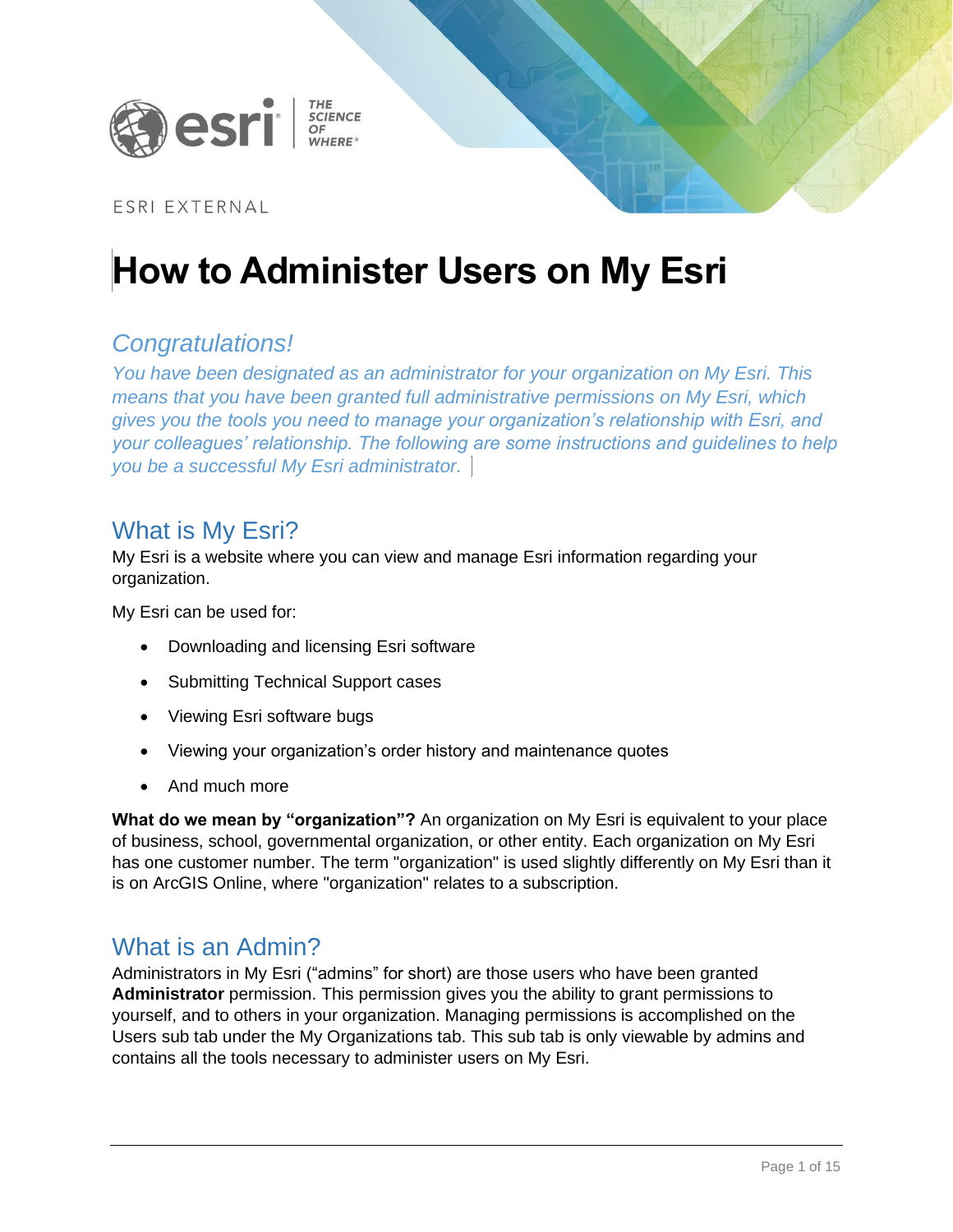ESRI EXTERNAL

# How to Administer Users on My Esri

## Congratulations!

*You have been designated as an administrator for your organization on My Esri. This means that you have been granted full administrative permissions on My Esri, which gives you the tools you need to manage your organization's relationship with Esri, and your colleagues' relationship. The following are some instructions and guidelines to help you be a successful My Esri administrator.*

## What is My Esri?

My Esri is a website where you can view and manage Esri information regarding your organization.

My Esri can be used for:

- Downloading and licensing Esri software
- Submitting Technical Support cases
- Viewing Esri software bugs
- Viewing your organization's order history and maintenance quotes
- And much more

**What do we mean by "organization"?** An organization on My Esri is equivalent to your place of business, school, governmental organization, or other entity. Each organization on My Esri has one customer number. The term "organization" is used slightly differently on My Esri than it is on ArcGIS Online, where "organization" relates to a subscription.

## What is an Admin?

Administrators in My Esri ("admins" for short) are those users who have been granted **Administrator** permission. This permission gives you the ability to grant permissions to yourself, and to others in your organization. Managing permissions is accomplished on the Users sub tab under the My Organizations tab. This sub tab is only viewable by admins and contains all the tools necessary to administer users on My Esri.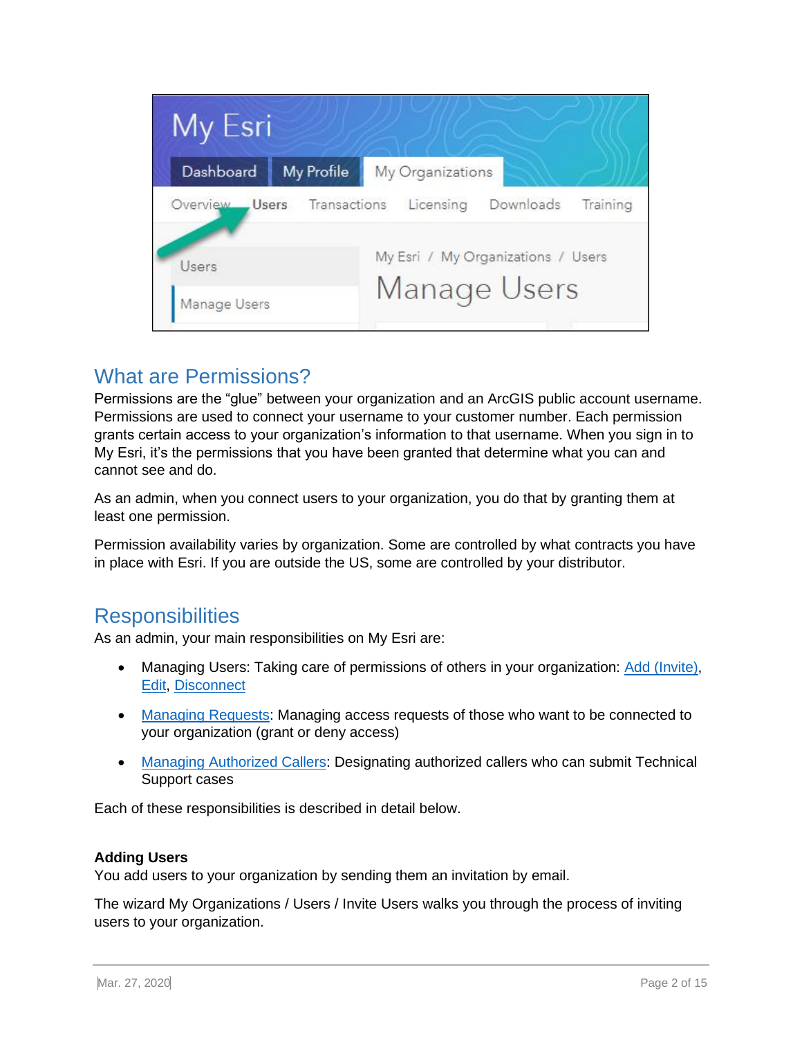## What are Permissions?

Permissions are the "glue" between your organization and an ArcGIS public account username. Permissions are used to connect your username to your customer number. Each permission grants certain access to your organization's information to that username. When you sign in to My Esri, it's the permissions that you have been granted that determine what you can and cannot see and do.

As an admin, when you connect users to your organization, you do that by granting them at least one permission.

Permission availability varies by organization. Some are controlled by what contracts you have in place with Esri. If you are outside the US, some are controlled by your distributor.

## Responsibilities

As an admin, your main responsibilities on My Esri are:

- Managing Users: Taking care of permissions of others in your organization: Add (Invite), Edit, Disconnect
- Managing Requests: Managing access requests of those who want to be connected to your organization (grant or deny access)
- Managing Authorized Callers: Designating authorized callers who can submit Technical Support cases

Each of these responsibilities is described in detail below.

**Adding Users**

You add users to your organization by sending them an invitation by email.

The wizard My Organizations / Users / Invite Users walks you through the process of inviting users to your organization.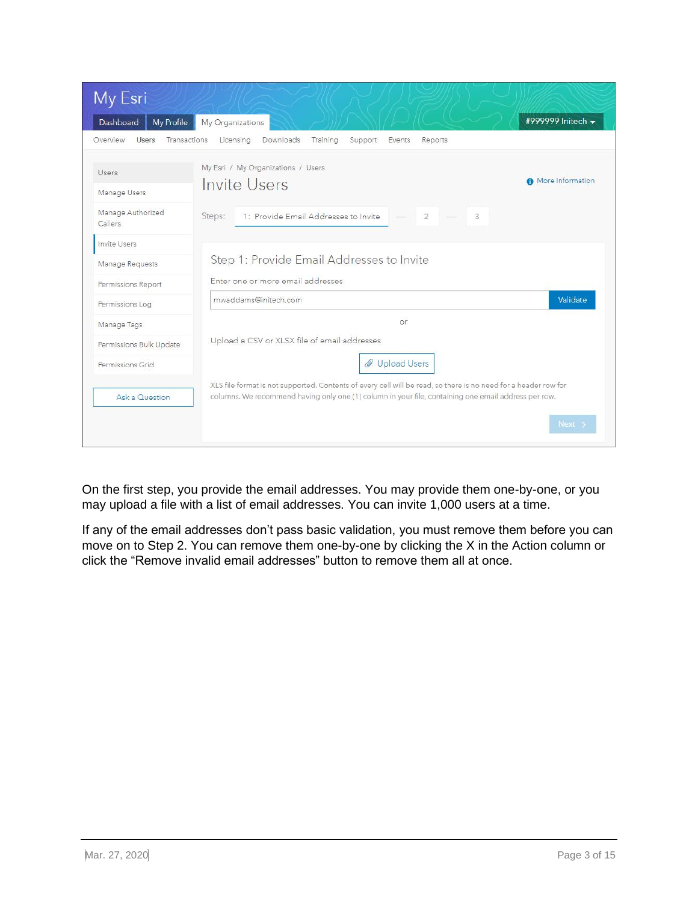On the first step, you provide the email addresses. You may provide them one-by-one, or you may upload a file with a list of email addresses. You can invite 1,000 users at a time.

If any of the email addresses don't pass basic validation, you must remove them before you can move on to Step 2. You can remove them one-by-one by clicking the X in the Action column or click the "Remove invalid email addresses" button to remove them all at once.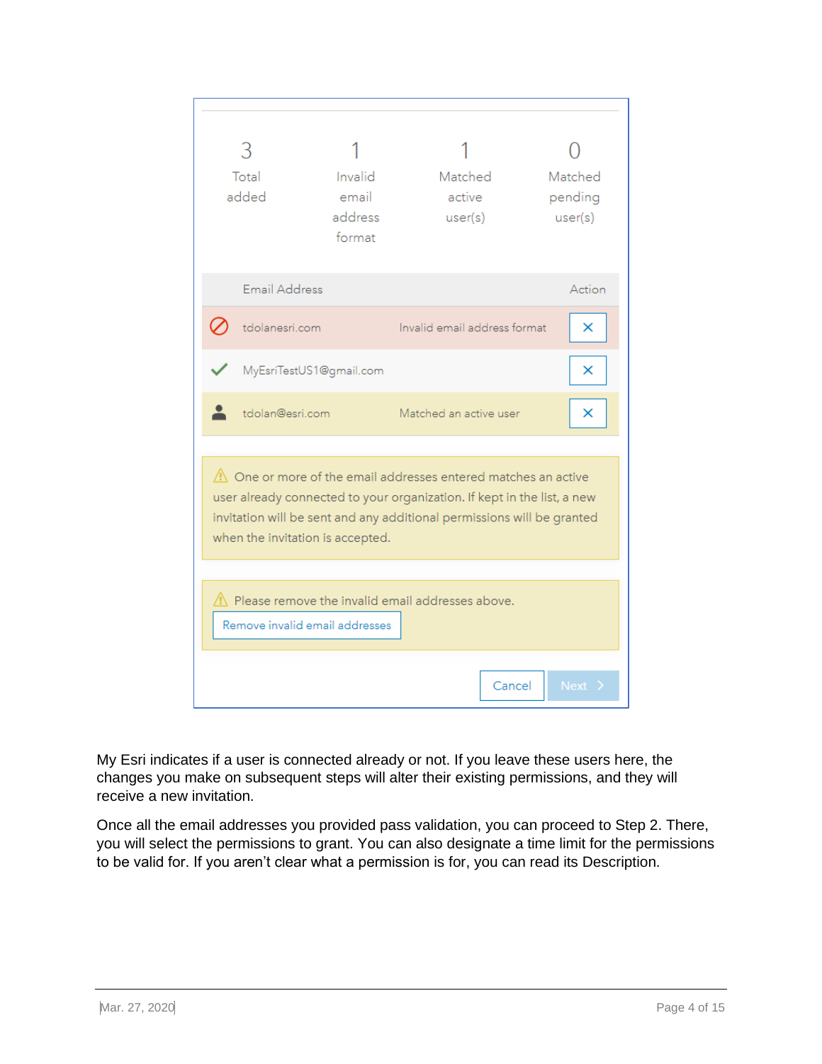| 3 | 1 | 1 | 0 |
| --- | --- | --- | --- |
| Total added | Invalid email address format | Matched active user(s) | Matched pending user(s) |

| | Email Address | | Action |
| --- | --- | --- | --- |
| ⊘ | tdolanesri.com | Invalid email address format | × |
| ✓ | MyEsriTestUS1@gmail.com | | × |
| 👤 | tdolan@esri.com | Matched an active user | × |

⚠ One or more of the email addresses entered matches an active user already connected to your organization. If kept in the list, a new invitation will be sent and any additional permissions will be granted when the invitation is accepted.

⚠ Please remove the invalid email addresses above.

Remove invalid email addresses

Cancel | Next >

My Esri indicates if a user is connected already or not. If you leave these users here, the changes you make on subsequent steps will alter their existing permissions, and they will receive a new invitation.

Once all the email addresses you provided pass validation, you can proceed to Step 2. There, you will select the permissions to grant. You can also designate a time limit for the permissions to be valid for. If you aren't clear what a permission is for, you can read its Description.

Mar. 27, 2020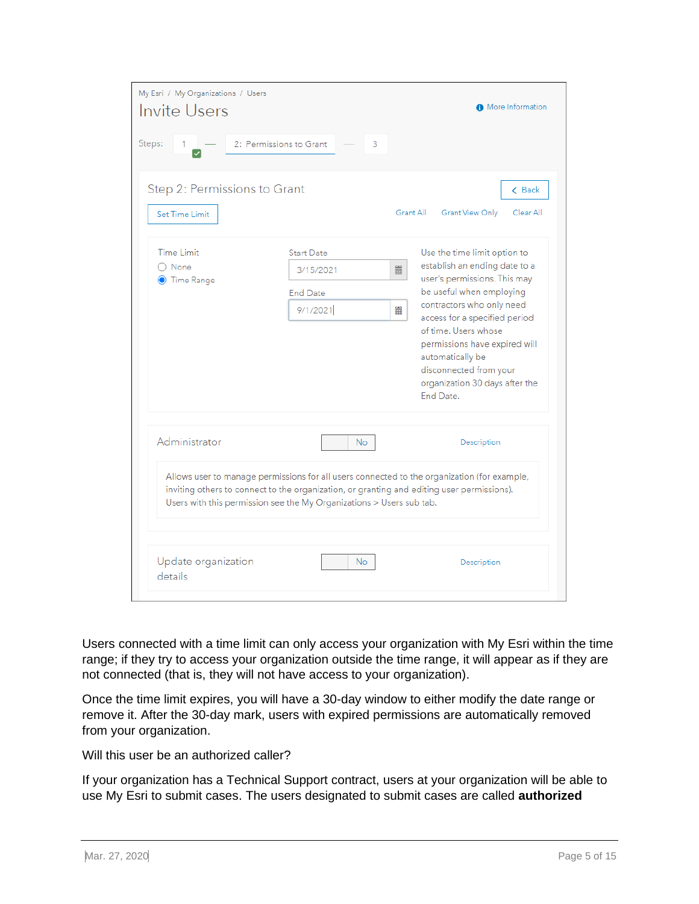My Esri / My Organizations / Users

Invite Users

More Information

Steps: 1 — 2: Permissions to Grant — 3

Step 2: Permissions to Grant

Back

Set Time Limit

Grant All | Grant View Only | Clear All

Time Limit
- None
- Time Range

Start Date: 3/15/2021

End Date: 9/1/2021

Use the time limit option to establish an ending date to a user's permissions. This may be useful when employing contractors who only need access for a specified period of time. Users whose permissions have expired will automatically be disconnected from your organization 30 days after the End Date.

Administrator — No — Description

Allows user to manage permissions for all users connected to the organization (for example, inviting others to connect to the organization, or granting and editing user permissions). Users with this permission see the My Organizations > Users sub tab.

Update organization details — No — Description

Users connected with a time limit can only access your organization with My Esri within the time range; if they try to access your organization outside the time range, it will appear as if they are not connected (that is, they will not have access to your organization).

Once the time limit expires, you will have a 30-day window to either modify the date range or remove it. After the 30-day mark, users with expired permissions are automatically removed from your organization.

Will this user be an authorized caller?

If your organization has a Technical Support contract, users at your organization will be able to use My Esri to submit cases. The users designated to submit cases are called **authorized**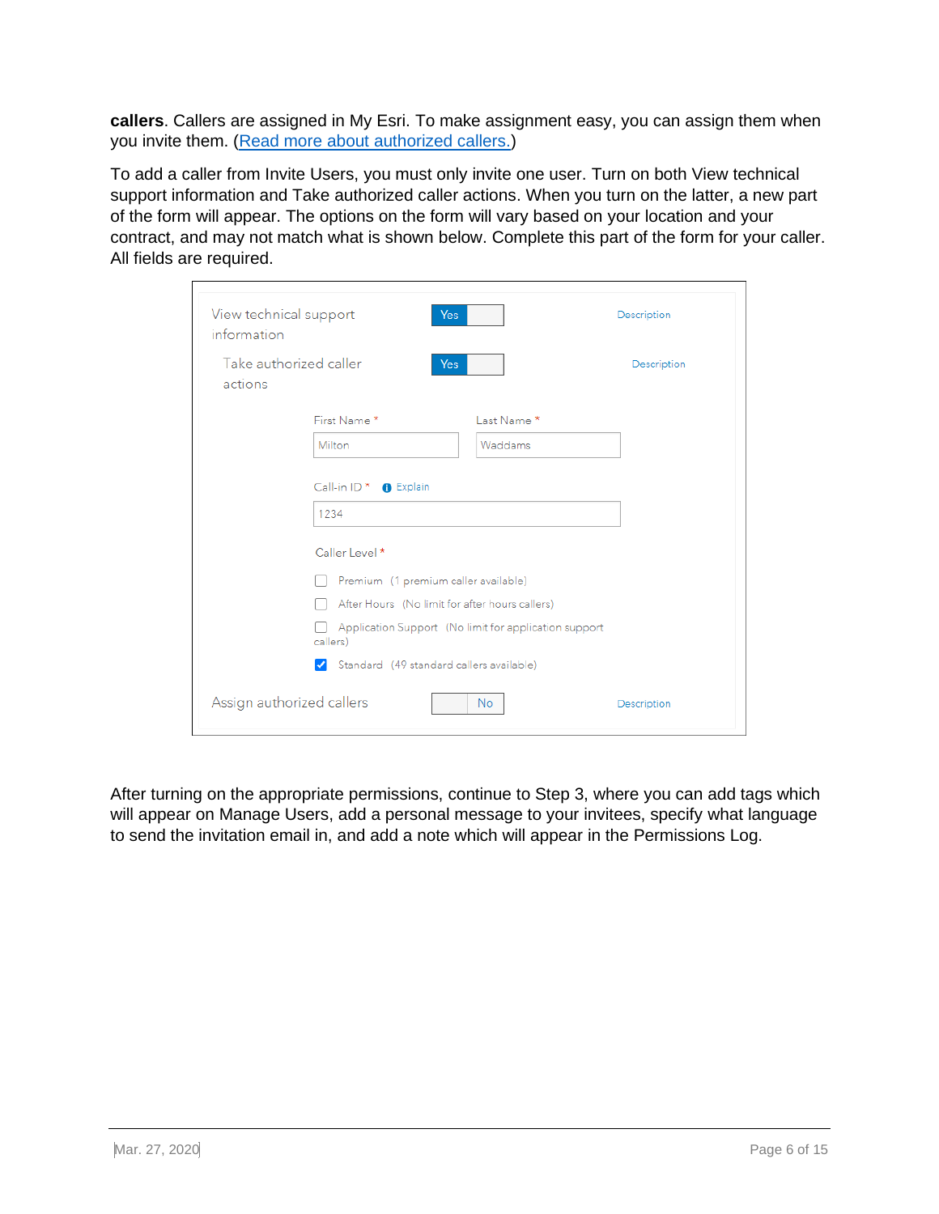**callers**. Callers are assigned in My Esri. To make assignment easy, you can assign them when you invite them. (Read more about authorized callers.)

To add a caller from Invite Users, you must only invite one user. Turn on both View technical support information and Take authorized caller actions. When you turn on the latter, a new part of the form will appear. The options on the form will vary based on your location and your contract, and may not match what is shown below. Complete this part of the form for your caller. All fields are required.

View technical support information — Yes — Description

Take authorized caller actions — Yes — Description

First Name * : Milton
Last Name * : Waddams

Call-in ID * (Explain): 1234

Caller Level *

- [ ] Premium (1 premium caller available)
- [ ] After Hours (No limit for after hours callers)
- [ ] Application Support (No limit for application support callers)
- [x] Standard (49 standard callers available)

Assign authorized callers — No — Description

After turning on the appropriate permissions, continue to Step 3, where you can add tags which will appear on Manage Users, add a personal message to your invitees, specify what language to send the invitation email in, and add a note which will appear in the Permissions Log.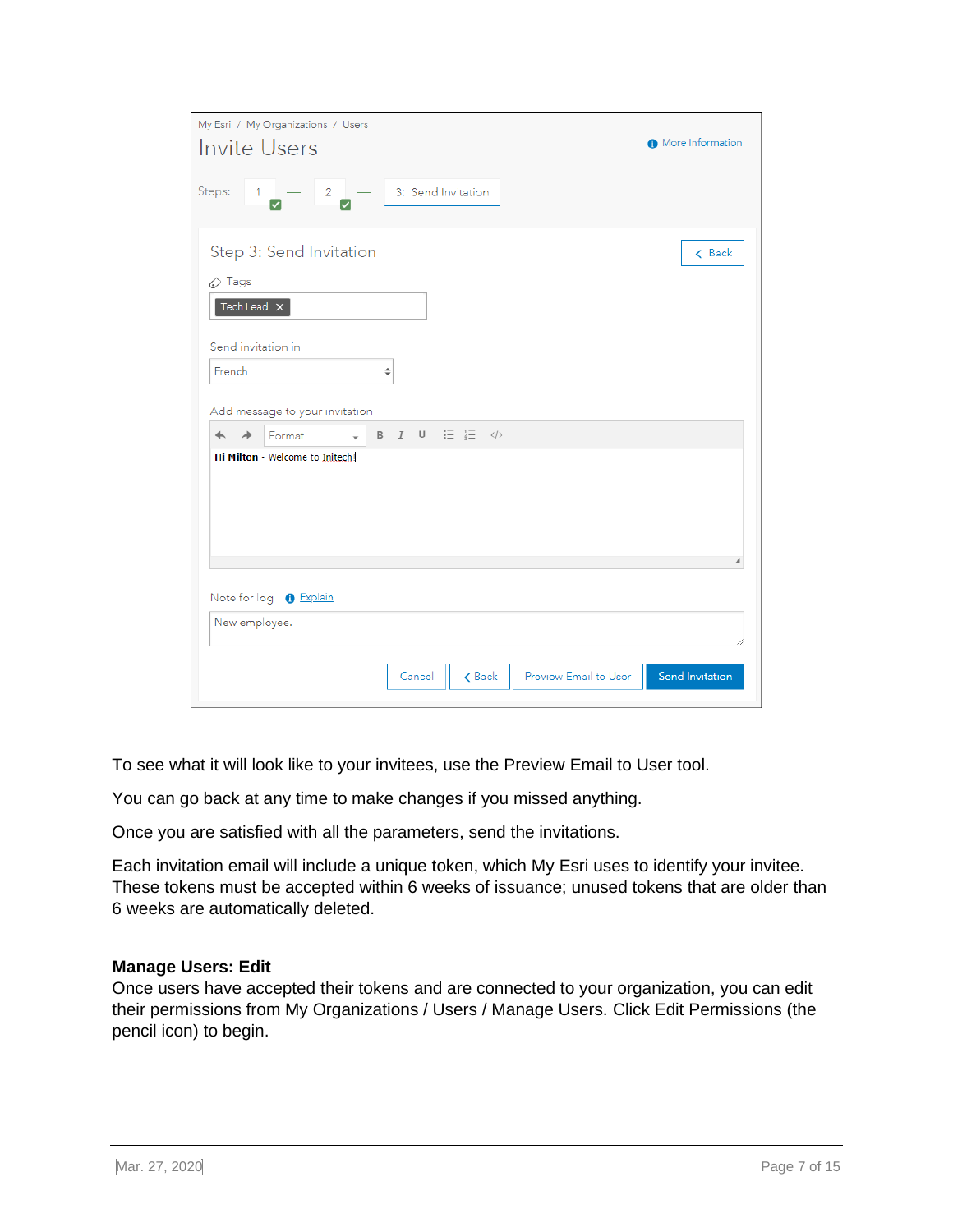To see what it will look like to your invitees, use the Preview Email to User tool.

You can go back at any time to make changes if you missed anything.

Once you are satisfied with all the parameters, send the invitations.

Each invitation email will include a unique token, which My Esri uses to identify your invitee. These tokens must be accepted within 6 weeks of issuance; unused tokens that are older than 6 weeks are automatically deleted.

**Manage Users: Edit**

Once users have accepted their tokens and are connected to your organization, you can edit their permissions from My Organizations / Users / Manage Users. Click Edit Permissions (the pencil icon) to begin.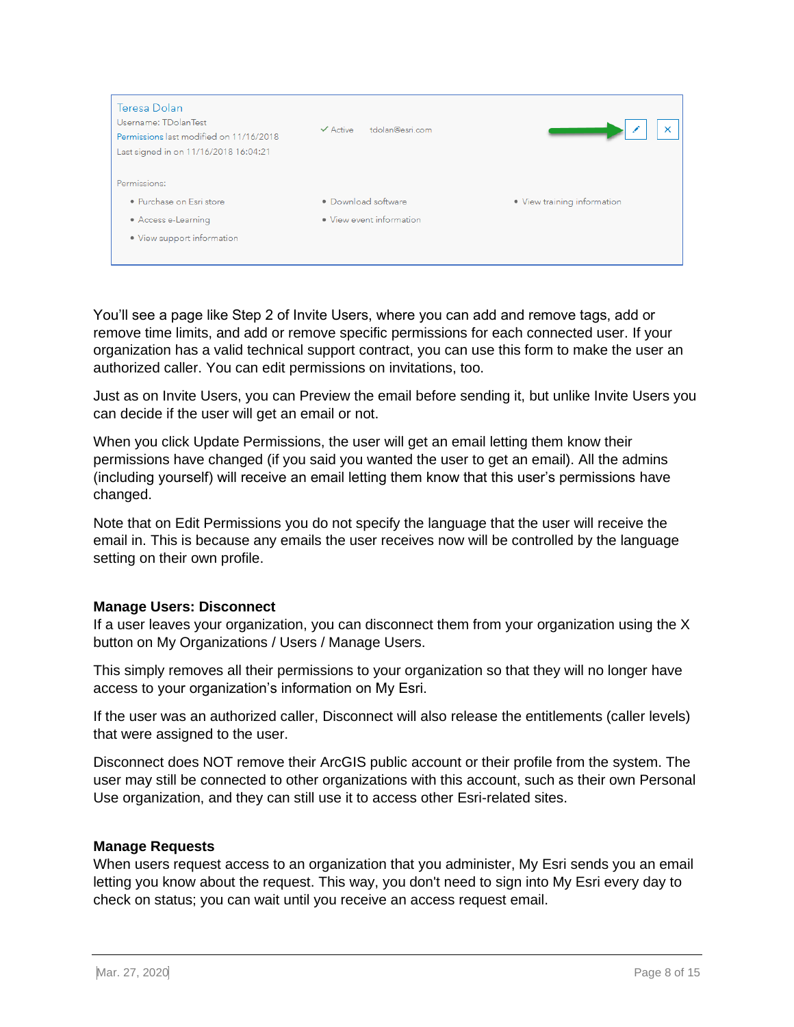Teresa Dolan
Username: TDolanTest
Permissions last modified on 11/16/2018
Last signed in on 11/16/2018 16:04:21

✓ Active  tdolan@esri.com

Permissions:

- Purchase on Esri store
- Access e-Learning
- View support information
- Download software
- View event information
- View training information

You'll see a page like Step 2 of Invite Users, where you can add and remove tags, add or remove time limits, and add or remove specific permissions for each connected user. If your organization has a valid technical support contract, you can use this form to make the user an authorized caller. You can edit permissions on invitations, too.

Just as on Invite Users, you can Preview the email before sending it, but unlike Invite Users you can decide if the user will get an email or not.

When you click Update Permissions, the user will get an email letting them know their permissions have changed (if you said you wanted the user to get an email). All the admins (including yourself) will receive an email letting them know that this user's permissions have changed.

Note that on Edit Permissions you do not specify the language that the user will receive the email in. This is because any emails the user receives now will be controlled by the language setting on their own profile.

**Manage Users: Disconnect**

If a user leaves your organization, you can disconnect them from your organization using the X button on My Organizations / Users / Manage Users.

This simply removes all their permissions to your organization so that they will no longer have access to your organization's information on My Esri.

If the user was an authorized caller, Disconnect will also release the entitlements (caller levels) that were assigned to the user.

Disconnect does NOT remove their ArcGIS public account or their profile from the system. The user may still be connected to other organizations with this account, such as their own Personal Use organization, and they can still use it to access other Esri-related sites.

**Manage Requests**

When users request access to an organization that you administer, My Esri sends you an email letting you know about the request. This way, you don't need to sign into My Esri every day to check on status; you can wait until you receive an access request email.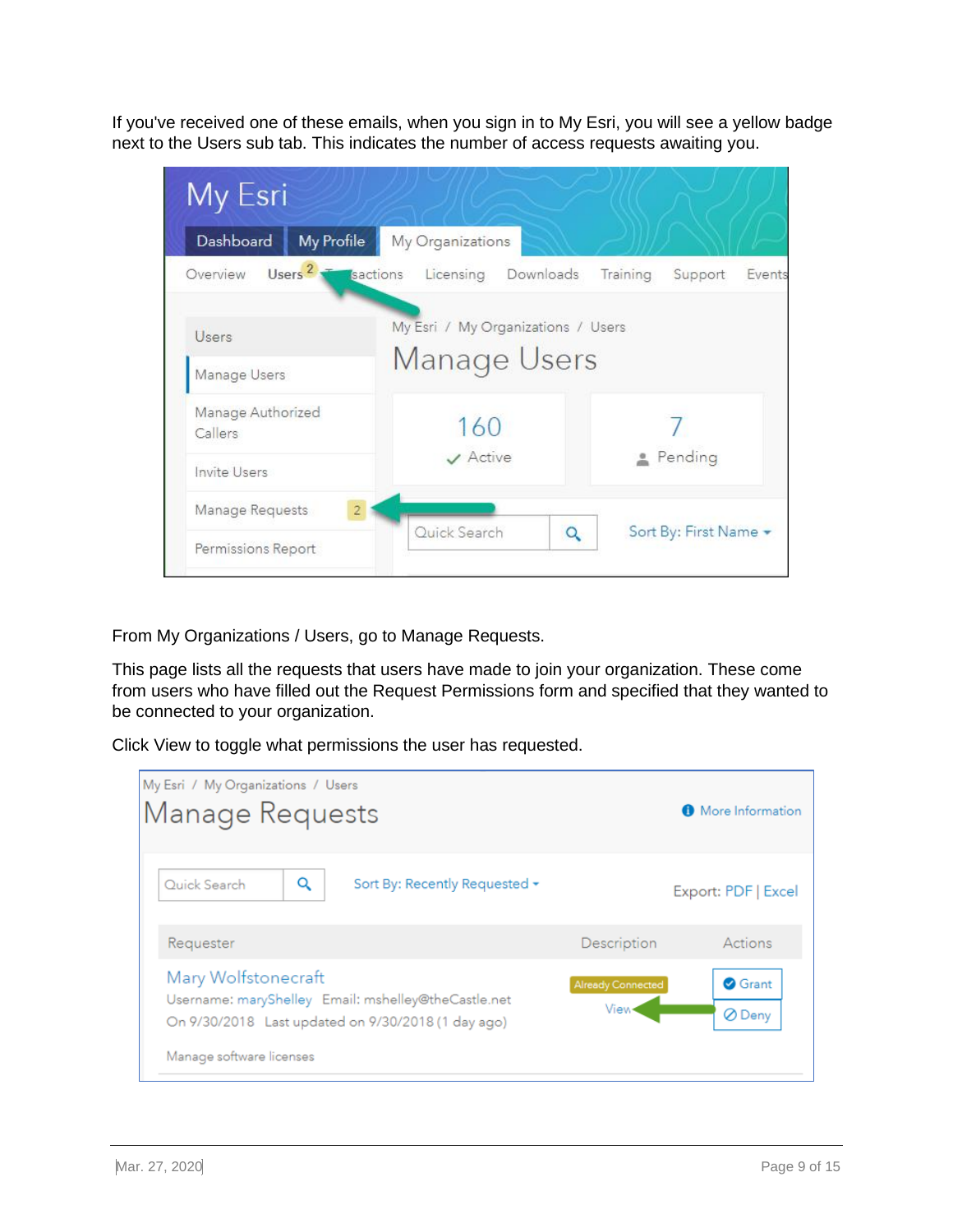If you've received one of these emails, when you sign in to My Esri, you will see a yellow badge next to the Users sub tab. This indicates the number of access requests awaiting you.

From My Organizations / Users, go to Manage Requests.

This page lists all the requests that users have made to join your organization. These come from users who have filled out the Request Permissions form and specified that they wanted to be connected to your organization.

Click View to toggle what permissions the user has requested.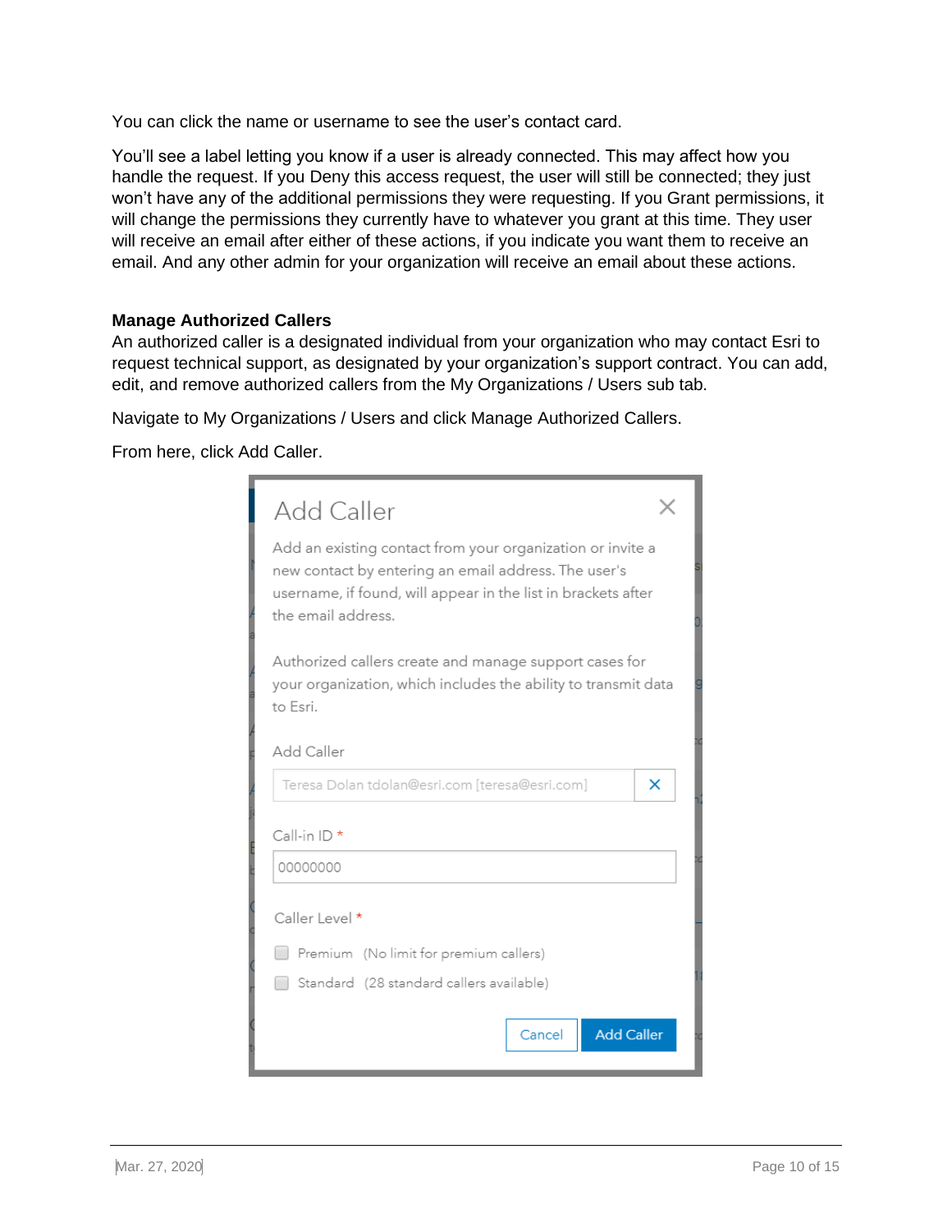You can click the name or username to see the user's contact card.

You'll see a label letting you know if a user is already connected. This may affect how you handle the request. If you Deny this access request, the user will still be connected; they just won't have any of the additional permissions they were requesting. If you Grant permissions, it will change the permissions they currently have to whatever you grant at this time. They user will receive an email after either of these actions, if you indicate you want them to receive an email. And any other admin for your organization will receive an email about these actions.

**Manage Authorized Callers**

An authorized caller is a designated individual from your organization who may contact Esri to request technical support, as designated by your organization's support contract. You can add, edit, and remove authorized callers from the My Organizations / Users sub tab.

Navigate to My Organizations / Users and click Manage Authorized Callers.

From here, click Add Caller.

Add Caller

Add an existing contact from your organization or invite a new contact by entering an email address. The user's username, if found, will appear in the list in brackets after the email address.

Authorized callers create and manage support cases for your organization, which includes the ability to transmit data to Esri.

Add Caller

Teresa Dolan tdolan@esri.com [teresa@esri.com]

Call-in ID *

00000000

Caller Level *

- Premium (No limit for premium callers)
- Standard (28 standard callers available)

Cancel | Add Caller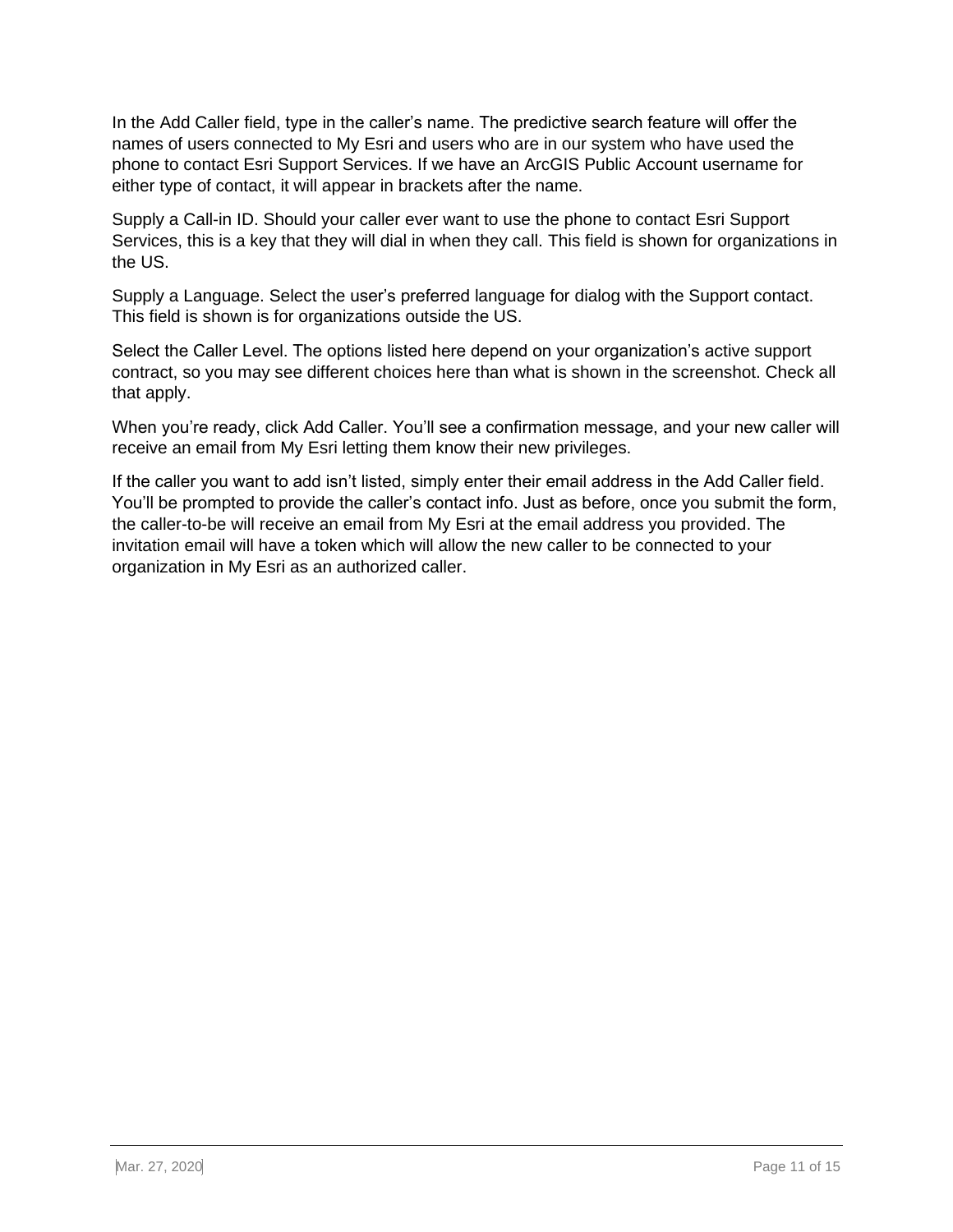In the Add Caller field, type in the caller's name. The predictive search feature will offer the names of users connected to My Esri and users who are in our system who have used the phone to contact Esri Support Services. If we have an ArcGIS Public Account username for either type of contact, it will appear in brackets after the name.

Supply a Call-in ID. Should your caller ever want to use the phone to contact Esri Support Services, this is a key that they will dial in when they call. This field is shown for organizations in the US.

Supply a Language. Select the user's preferred language for dialog with the Support contact. This field is shown is for organizations outside the US.

Select the Caller Level. The options listed here depend on your organization's active support contract, so you may see different choices here than what is shown in the screenshot. Check all that apply.

When you're ready, click Add Caller. You'll see a confirmation message, and your new caller will receive an email from My Esri letting them know their new privileges.

If the caller you want to add isn't listed, simply enter their email address in the Add Caller field. You'll be prompted to provide the caller's contact info. Just as before, once you submit the form, the caller-to-be will receive an email from My Esri at the email address you provided. The invitation email will have a token which will allow the new caller to be connected to your organization in My Esri as an authorized caller.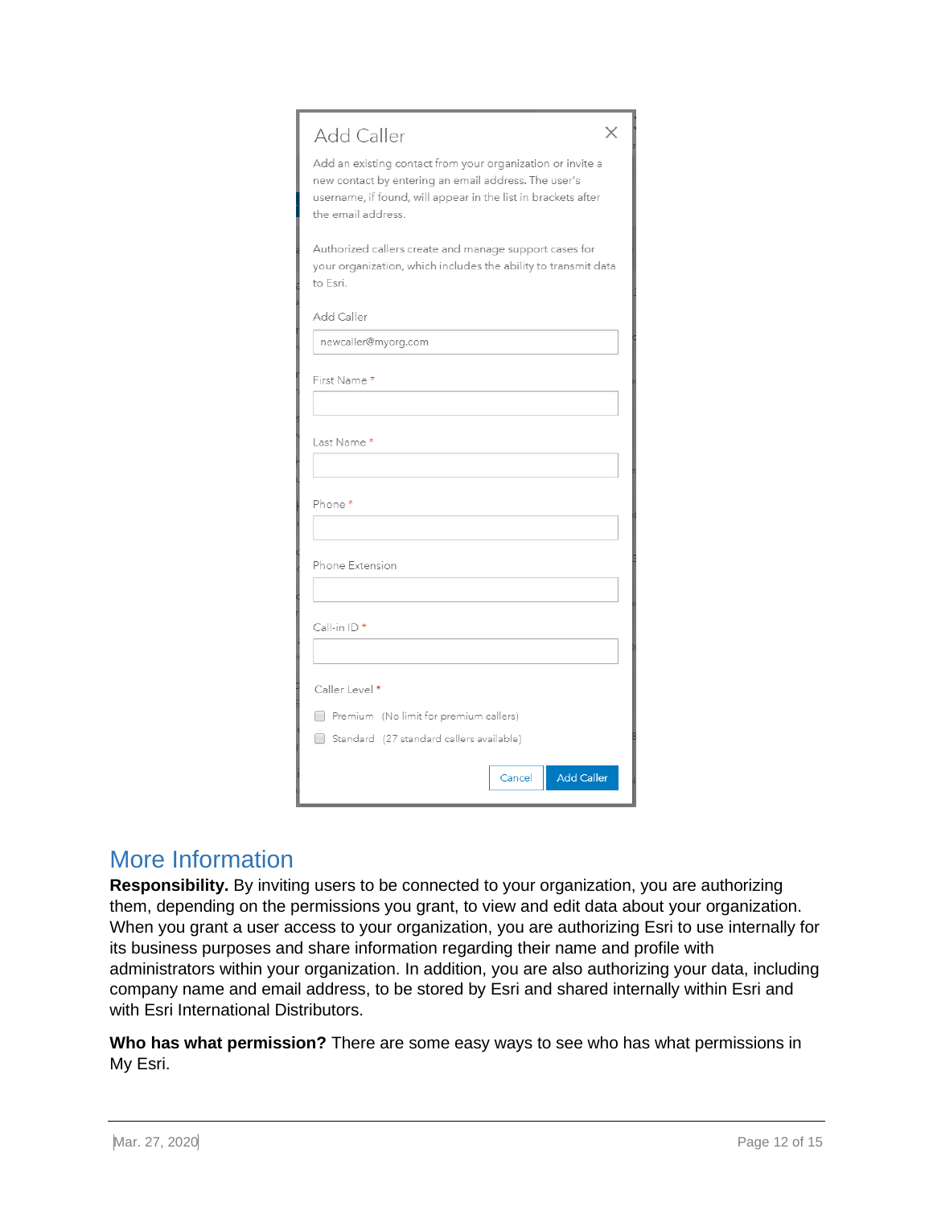Add Caller

Add an existing contact from your organization or invite a new contact by entering an email address. The user's username, if found, will appear in the list in brackets after the email address.

Authorized callers create and manage support cases for your organization, which includes the ability to transmit data to Esri.

Add Caller

newcaller@myorg.com

First Name *

Last Name *

Phone *

Phone Extension

Call-in ID *

Caller Level *

- Premium (No limit for premium callers)
- Standard (27 standard callers available)

Cancel | Add Caller

## More Information

**Responsibility.** By inviting users to be connected to your organization, you are authorizing them, depending on the permissions you grant, to view and edit data about your organization. When you grant a user access to your organization, you are authorizing Esri to use internally for its business purposes and share information regarding their name and profile with administrators within your organization. In addition, you are also authorizing your data, including company name and email address, to be stored by Esri and shared internally within Esri and with Esri International Distributors.

**Who has what permission?** There are some easy ways to see who has what permissions in My Esri.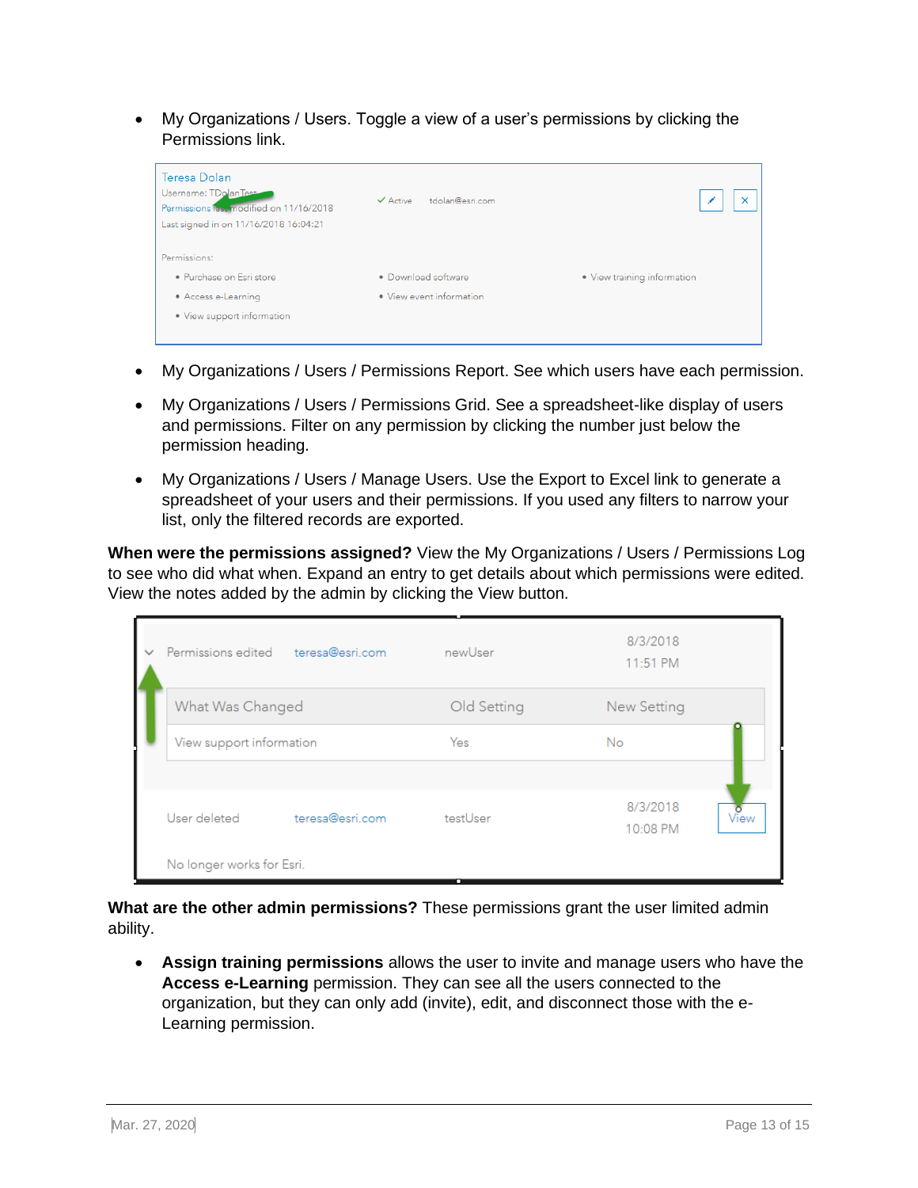- My Organizations / Users. Toggle a view of a user's permissions by clicking the Permissions link.

- My Organizations / Users / Permissions Report. See which users have each permission.

- My Organizations / Users / Permissions Grid. See a spreadsheet-like display of users and permissions. Filter on any permission by clicking the number just below the permission heading.

- My Organizations / Users / Manage Users. Use the Export to Excel link to generate a spreadsheet of your users and their permissions. If you used any filters to narrow your list, only the filtered records are exported.

**When were the permissions assigned?** View the My Organizations / Users / Permissions Log to see who did what when. Expand an entry to get details about which permissions were edited. View the notes added by the admin by clicking the View button.

**What are the other admin permissions?** These permissions grant the user limited admin ability.

- **Assign training permissions** allows the user to invite and manage users who have the **Access e-Learning** permission. They can see all the users connected to the organization, but they can only add (invite), edit, and disconnect those with the e-Learning permission.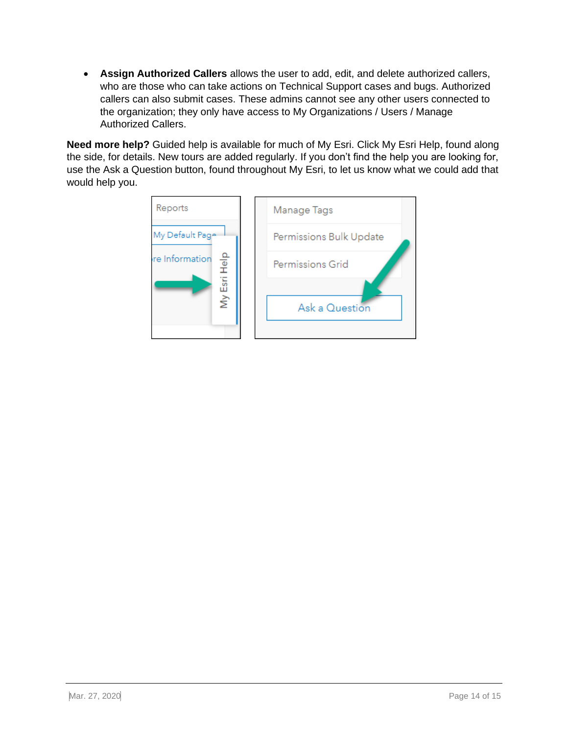- **Assign Authorized Callers** allows the user to add, edit, and delete authorized callers, who are those who can take actions on Technical Support cases and bugs. Authorized callers can also submit cases. These admins cannot see any other users connected to the organization; they only have access to My Organizations / Users / Manage Authorized Callers.

**Need more help?** Guided help is available for much of My Esri. Click My Esri Help, found along the side, for details. New tours are added regularly. If you don't find the help you are looking for, use the Ask a Question button, found throughout My Esri, to let us know what we could add that would help you.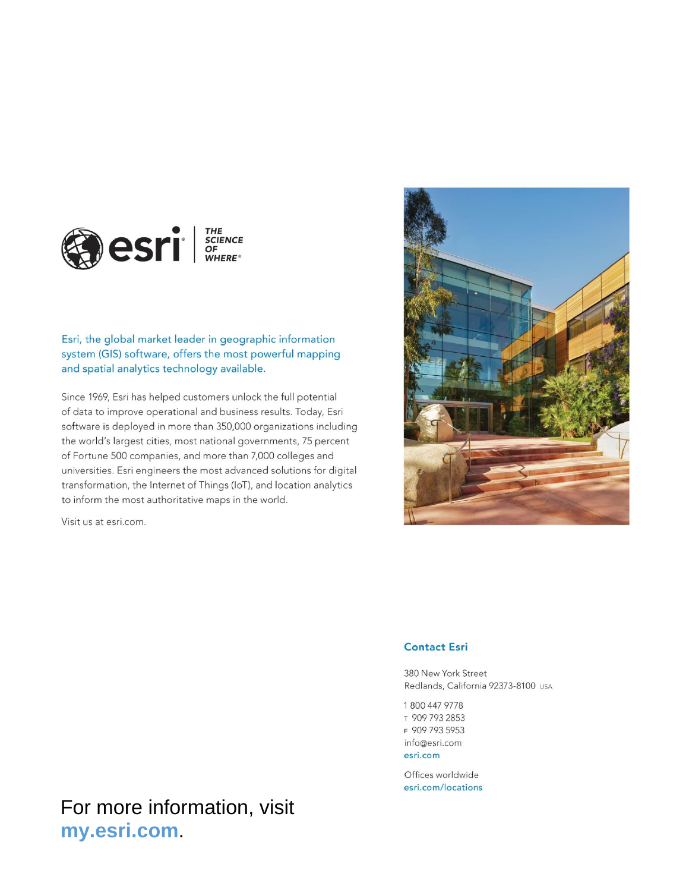esri THE SCIENCE OF WHERE®

Esri, the global market leader in geographic information system (GIS) software, offers the most powerful mapping and spatial analytics technology available.

Since 1969, Esri has helped customers unlock the full potential of data to improve operational and business results. Today, Esri software is deployed in more than 350,000 organizations including the world's largest cities, most national governments, 75 percent of Fortune 500 companies, and more than 7,000 colleges and universities. Esri engineers the most advanced solutions for digital transformation, the Internet of Things (IoT), and location analytics to inform the most authoritative maps in the world.

Visit us at esri.com.

## Contact Esri

380 New York Street
Redlands, California 92373-8100 USA

1 800 447 9778
T 909 793 2853
F 909 793 5953
info@esri.com
esri.com

Offices worldwide
esri.com/locations

For more information, visit **my.esri.com**.